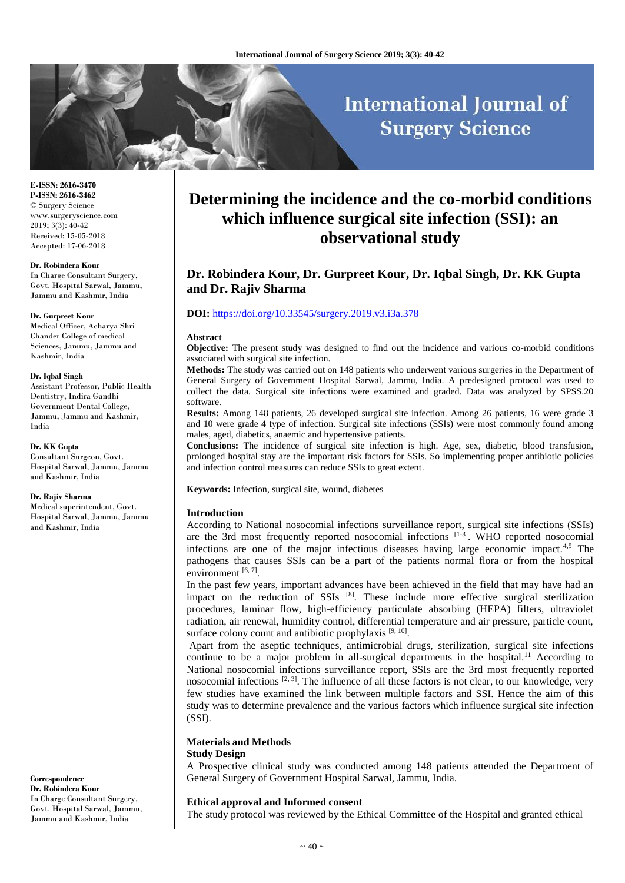# Determining the incidence and the co-morbid conditions which influence surgical site infection (SSI): an observational study

## Dr. Robindera Kour, Dr. Gurpreet Kour, Dr. Iqbal Singh, Dr. KK Gupta and Dr. Rajiv Sharma

**DOI:** https://doi.org/10.33545/surgery.2019.v3.i3a.378

E-ISSN: 2616-3470
P-ISSN: 2616-3462
© Surgery Science
www.surgeryscience.com
2019; 3(3): 40-42
Received: 15-05-2018
Accepted: 17-06-2018

**Dr. Robindera Kour**
In Charge Consultant Surgery, Govt. Hospital Sarwal, Jammu, Jammu and Kashmir, India

**Dr. Gurpreet Kour**
Medical Officer, Acharya Shri Chander College of medical Sciences, Jammu, Jammu and Kashmir, India

**Dr. Iqbal Singh**
Assistant Professor, Public Health Dentistry, Indira Gandhi Government Dental College, Jammu, Jammu and Kashmir, India

**Dr. KK Gupta**
Consultant Surgeon, Govt. Hospital Sarwal, Jammu, Jammu and Kashmir, India

**Dr. Rajiv Sharma**
Medical superintendent, Govt. Hospital Sarwal, Jammu, Jammu and Kashmir, India

**Correspondence**
**Dr. Robindera Kour**
In Charge Consultant Surgery, Govt. Hospital Sarwal, Jammu, Jammu and Kashmir, India

### Abstract

**Objective:** The present study was designed to find out the incidence and various co-morbid conditions associated with surgical site infection.

**Methods:** The study was carried out on 148 patients who underwent various surgeries in the Department of General Surgery of Government Hospital Sarwal, Jammu, India. A predesigned protocol was used to collect the data. Surgical site infections were examined and graded. Data was analyzed by SPSS.20 software.

**Results:** Among 148 patients, 26 developed surgical site infection. Among 26 patients, 16 were grade 3 and 10 were grade 4 type of infection. Surgical site infections (SSIs) were most commonly found among males, aged, diabetics, anaemic and hypertensive patients.

**Conclusions:** The incidence of surgical site infection is high. Age, sex, diabetic, blood transfusion, prolonged hospital stay are the important risk factors for SSIs. So implementing proper antibiotic policies and infection control measures can reduce SSIs to great extent.

**Keywords:** Infection, surgical site, wound, diabetes

### Introduction

According to National nosocomial infections surveillance report, surgical site infections (SSIs) are the 3rd most frequently reported nosocomial infections [1-3]. WHO reported nosocomial infections are one of the major infectious diseases having large economic impact.[4,5] The pathogens that causes SSIs can be a part of the patients normal flora or from the hospital environment [6, 7].

In the past few years, important advances have been achieved in the field that may have had an impact on the reduction of SSIs [8]. These include more effective surgical sterilization procedures, laminar flow, high-efficiency particulate absorbing (HEPA) filters, ultraviolet radiation, air renewal, humidity control, differential temperature and air pressure, particle count, surface colony count and antibiotic prophylaxis [9, 10].

Apart from the aseptic techniques, antimicrobial drugs, sterilization, surgical site infections continue to be a major problem in all-surgical departments in the hospital.[11] According to National nosocomial infections surveillance report, SSIs are the 3rd most frequently reported nosocomial infections [2, 3]. The influence of all these factors is not clear, to our knowledge, very few studies have examined the link between multiple factors and SSI. Hence the aim of this study was to determine prevalence and the various factors which influence surgical site infection (SSI).

### Materials and Methods

#### Study Design

A Prospective clinical study was conducted among 148 patients attended the Department of General Surgery of Government Hospital Sarwal, Jammu, India.

#### Ethical approval and Informed consent

The study protocol was reviewed by the Ethical Committee of the Hospital and granted ethical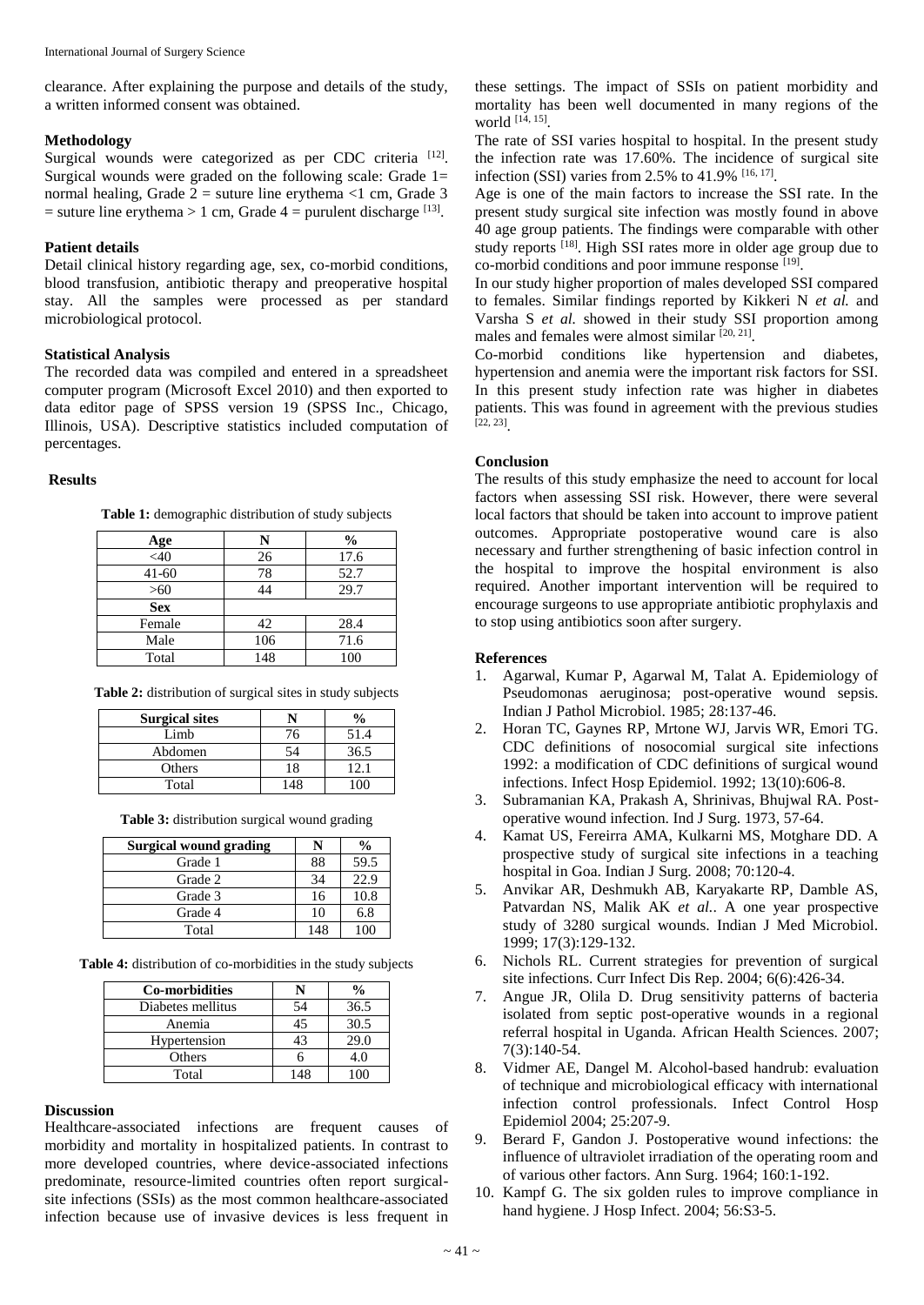clearance. After explaining the purpose and details of the study, a written informed consent was obtained.

### Methodology

Surgical wounds were categorized as per CDC criteria [12]. Surgical wounds were graded on the following scale: Grade 1= normal healing, Grade 2 = suture line erythema <1 cm, Grade 3 = suture line erythema > 1 cm, Grade 4 = purulent discharge [13].

### Patient details

Detail clinical history regarding age, sex, co-morbid conditions, blood transfusion, antibiotic therapy and preoperative hospital stay. All the samples were processed as per standard microbiological protocol.

### Statistical Analysis

The recorded data was compiled and entered in a spreadsheet computer program (Microsoft Excel 2010) and then exported to data editor page of SPSS version 19 (SPSS Inc., Chicago, Illinois, USA). Descriptive statistics included computation of percentages.

### Results

**Table 1:** demographic distribution of study subjects

| Age | N | % |
|---|---|---|
| <40 | 26 | 17.6 |
| 41-60 | 78 | 52.7 |
| >60 | 44 | 29.7 |
| **Sex** | | |
| Female | 42 | 28.4 |
| Male | 106 | 71.6 |
| Total | 148 | 100 |

**Table 2:** distribution of surgical sites in study subjects

| Surgical sites | N | % |
|---|---|---|
| Limb | 76 | 51.4 |
| Abdomen | 54 | 36.5 |
| Others | 18 | 12.1 |
| Total | 148 | 100 |

**Table 3:** distribution surgical wound grading

| Surgical wound grading | N | % |
|---|---|---|
| Grade 1 | 88 | 59.5 |
| Grade 2 | 34 | 22.9 |
| Grade 3 | 16 | 10.8 |
| Grade 4 | 10 | 6.8 |
| Total | 148 | 100 |

**Table 4:** distribution of co-morbidities in the study subjects

| Co-morbidities | N | % |
|---|---|---|
| Diabetes mellitus | 54 | 36.5 |
| Anemia | 45 | 30.5 |
| Hypertension | 43 | 29.0 |
| Others | 6 | 4.0 |
| Total | 148 | 100 |

### Discussion

Healthcare-associated infections are frequent causes of morbidity and mortality in hospitalized patients. In contrast to more developed countries, where device-associated infections predominate, resource-limited countries often report surgical-site infections (SSIs) as the most common healthcare-associated infection because use of invasive devices is less frequent in these settings. The impact of SSIs on patient morbidity and mortality has been well documented in many regions of the world [14, 15].

The rate of SSI varies hospital to hospital. In the present study the infection rate was 17.60%. The incidence of surgical site infection (SSI) varies from 2.5% to 41.9% [16, 17].

Age is one of the main factors to increase the SSI rate. In the present study surgical site infection was mostly found in above 40 age group patients. The findings were comparable with other study reports [18]. High SSI rates more in older age group due to co-morbid conditions and poor immune response [19].

In our study higher proportion of males developed SSI compared to females. Similar findings reported by Kikkeri N *et al.* and Varsha S *et al.* showed in their study SSI proportion among males and females were almost similar [20, 21].

Co-morbid conditions like hypertension and diabetes, hypertension and anemia were the important risk factors for SSI. In this present study infection rate was higher in diabetes patients. This was found in agreement with the previous studies [22, 23].

### Conclusion

The results of this study emphasize the need to account for local factors when assessing SSI risk. However, there were several local factors that should be taken into account to improve patient outcomes. Appropriate postoperative wound care is also necessary and further strengthening of basic infection control in the hospital to improve the hospital environment is also required. Another important intervention will be required to encourage surgeons to use appropriate antibiotic prophylaxis and to stop using antibiotics soon after surgery.

### References

1. Agarwal, Kumar P, Agarwal M, Talat A. Epidemiology of Pseudomonas aeruginosa; post-operative wound sepsis. Indian J Pathol Microbiol. 1985; 28:137-46.
2. Horan TC, Gaynes RP, Mrtone WJ, Jarvis WR, Emori TG. CDC definitions of nosocomial surgical site infections 1992: a modification of CDC definitions of surgical wound infections. Infect Hosp Epidemiol. 1992; 13(10):606-8.
3. Subramanian KA, Prakash A, Shrinivas, Bhujwal RA. Post-operative wound infection. Ind J Surg. 1973, 57-64.
4. Kamat US, Fereirra AMA, Kulkarni MS, Motghare DD. A prospective study of surgical site infections in a teaching hospital in Goa. Indian J Surg. 2008; 70:120-4.
5. Anvikar AR, Deshmukh AB, Karyakarte RP, Damble AS, Patvardan NS, Malik AK *et al.*. A one year prospective study of 3280 surgical wounds. Indian J Med Microbiol. 1999; 17(3):129-132.
6. Nichols RL. Current strategies for prevention of surgical site infections. Curr Infect Dis Rep. 2004; 6(6):426-34.
7. Angue JR, Olila D. Drug sensitivity patterns of bacteria isolated from septic post-operative wounds in a regional referral hospital in Uganda. African Health Sciences. 2007; 7(3):140-54.
8. Vidmer AE, Dangel M. Alcohol-based handrub: evaluation of technique and microbiological efficacy with international infection control professionals. Infect Control Hosp Epidemiol 2004; 25:207-9.
9. Berard F, Gandon J. Postoperative wound infections: the influence of ultraviolet irradiation of the operating room and of various other factors. Ann Surg. 1964; 160:1-192.
10. Kampf G. The six golden rules to improve compliance in hand hygiene. J Hosp Infect. 2004; 56:S3-5.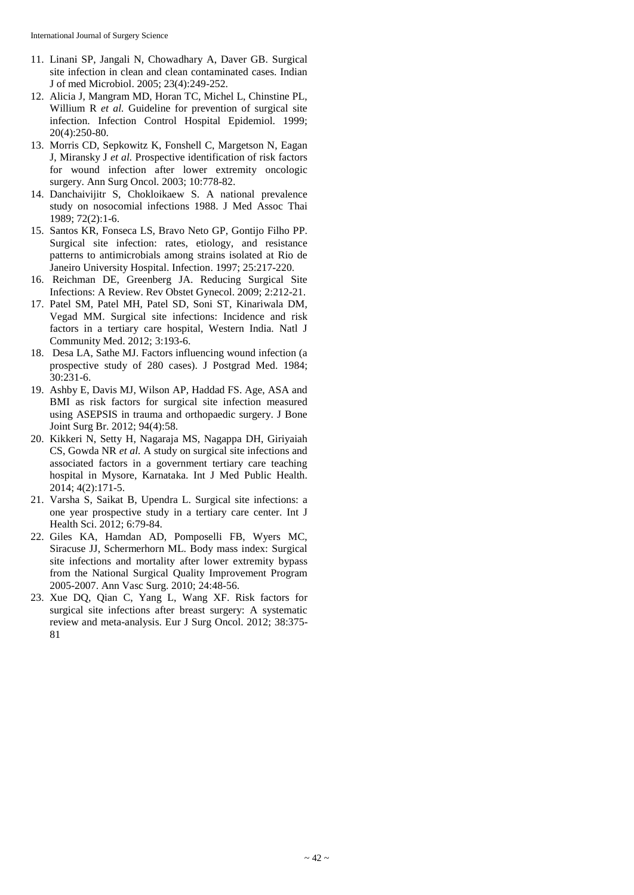11. Linani SP, Jangali N, Chowadhary A, Daver GB. Surgical site infection in clean and clean contaminated cases. Indian J of med Microbiol. 2005; 23(4):249-252.
12. Alicia J, Mangram MD, Horan TC, Michel L, Chinstine PL, Willium R *et al.* Guideline for prevention of surgical site infection. Infection Control Hospital Epidemiol. 1999; 20(4):250-80.
13. Morris CD, Sepkowitz K, Fonshell C, Margetson N, Eagan J, Miransky J *et al.* Prospective identification of risk factors for wound infection after lower extremity oncologic surgery. Ann Surg Oncol. 2003; 10:778-82.
14. Danchaivijitr S, Chokloikaew S. A national prevalence study on nosocomial infections 1988. J Med Assoc Thai 1989; 72(2):1-6.
15. Santos KR, Fonseca LS, Bravo Neto GP, Gontijo Filho PP. Surgical site infection: rates, etiology, and resistance patterns to antimicrobials among strains isolated at Rio de Janeiro University Hospital. Infection. 1997; 25:217-220.
16. Reichman DE, Greenberg JA. Reducing Surgical Site Infections: A Review. Rev Obstet Gynecol. 2009; 2:212-21.
17. Patel SM, Patel MH, Patel SD, Soni ST, Kinariwala DM, Vegad MM. Surgical site infections: Incidence and risk factors in a tertiary care hospital, Western India. Natl J Community Med. 2012; 3:193-6.
18. Desa LA, Sathe MJ. Factors influencing wound infection (a prospective study of 280 cases). J Postgrad Med. 1984; 30:231-6.
19. Ashby E, Davis MJ, Wilson AP, Haddad FS. Age, ASA and BMI as risk factors for surgical site infection measured using ASEPSIS in trauma and orthopaedic surgery. J Bone Joint Surg Br. 2012; 94(4):58.
20. Kikkeri N, Setty H, Nagaraja MS, Nagappa DH, Giriyaiah CS, Gowda NR *et al.* A study on surgical site infections and associated factors in a government tertiary care teaching hospital in Mysore, Karnataka. Int J Med Public Health. 2014; 4(2):171-5.
21. Varsha S, Saikat B, Upendra L. Surgical site infections: a one year prospective study in a tertiary care center. Int J Health Sci. 2012; 6:79-84.
22. Giles KA, Hamdan AD, Pomposelli FB, Wyers MC, Siracuse JJ, Schermerhorn ML. Body mass index: Surgical site infections and mortality after lower extremity bypass from the National Surgical Quality Improvement Program 2005-2007. Ann Vasc Surg. 2010; 24:48-56.
23. Xue DQ, Qian C, Yang L, Wang XF. Risk factors for surgical site infections after breast surgery: A systematic review and meta-analysis. Eur J Surg Oncol. 2012; 38:375-81